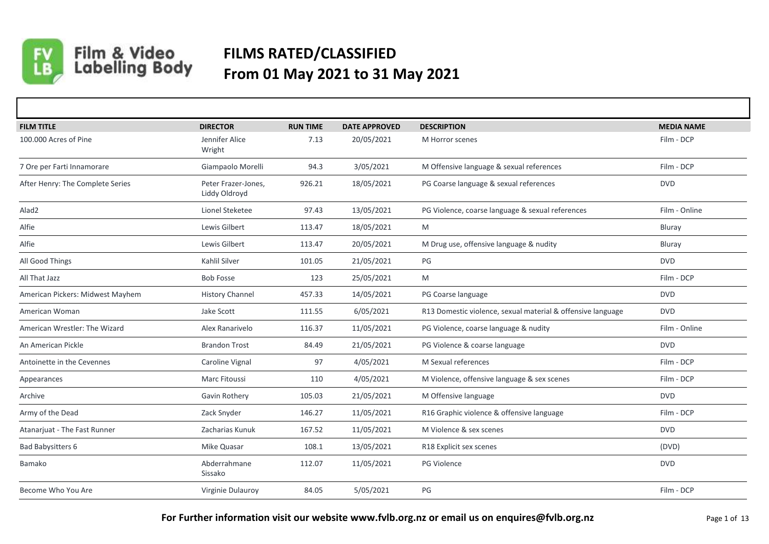# FILMS RATED/CLASSIFIED
# From 01 May 2021 to 31 May 2021

| FILM TITLE | DIRECTOR | RUN TIME | DATE APPROVED | DESCRIPTION | MEDIA NAME |
|---|---|---|---|---|---|
| 100.000 Acres of Pine | Jennifer Alice Wright | 7.13 | 20/05/2021 | M Horror scenes | Film - DCP |
| 7 Ore per Farti Innamorare | Giampaolo Morelli | 94.3 | 3/05/2021 | M Offensive language & sexual references | Film - DCP |
| After Henry: The Complete Series | Peter Frazer-Jones, Liddy Oldroyd | 926.21 | 18/05/2021 | PG Coarse language & sexual references | DVD |
| Alad2 | Lionel Steketee | 97.43 | 13/05/2021 | PG Violence, coarse language & sexual references | Film - Online |
| Alfie | Lewis Gilbert | 113.47 | 18/05/2021 | M | Bluray |
| Alfie | Lewis Gilbert | 113.47 | 20/05/2021 | M Drug use, offensive language & nudity | Bluray |
| All Good Things | Kahlil Silver | 101.05 | 21/05/2021 | PG | DVD |
| All That Jazz | Bob Fosse | 123 | 25/05/2021 | M | Film - DCP |
| American Pickers: Midwest Mayhem | History Channel | 457.33 | 14/05/2021 | PG Coarse language | DVD |
| American Woman | Jake Scott | 111.55 | 6/05/2021 | R13 Domestic violence, sexual material & offensive language | DVD |
| American Wrestler: The Wizard | Alex Ranarivelo | 116.37 | 11/05/2021 | PG Violence, coarse language & nudity | Film - Online |
| An American Pickle | Brandon Trost | 84.49 | 21/05/2021 | PG Violence & coarse language | DVD |
| Antoinette in the Cevennes | Caroline Vignal | 97 | 4/05/2021 | M Sexual references | Film - DCP |
| Appearances | Marc Fitoussi | 110 | 4/05/2021 | M Violence, offensive language & sex scenes | Film - DCP |
| Archive | Gavin Rothery | 105.03 | 21/05/2021 | M Offensive language | DVD |
| Army of the Dead | Zack Snyder | 146.27 | 11/05/2021 | R16 Graphic violence & offensive language | Film - DCP |
| Atanarjuat - The Fast Runner | Zacharias Kunuk | 167.52 | 11/05/2021 | M Violence & sex scenes | DVD |
| Bad Babysitters 6 | Mike Quasar | 108.1 | 13/05/2021 | R18 Explicit sex scenes | (DVD) |
| Bamako | Abderrahmane Sissako | 112.07 | 11/05/2021 | PG Violence | DVD |
| Become Who You Are | Virginie Dulauroy | 84.05 | 5/05/2021 | PG | Film - DCP |

**For Further information visit our website www.fvlb.org.nz or email us on enquires@fvlb.org.nz**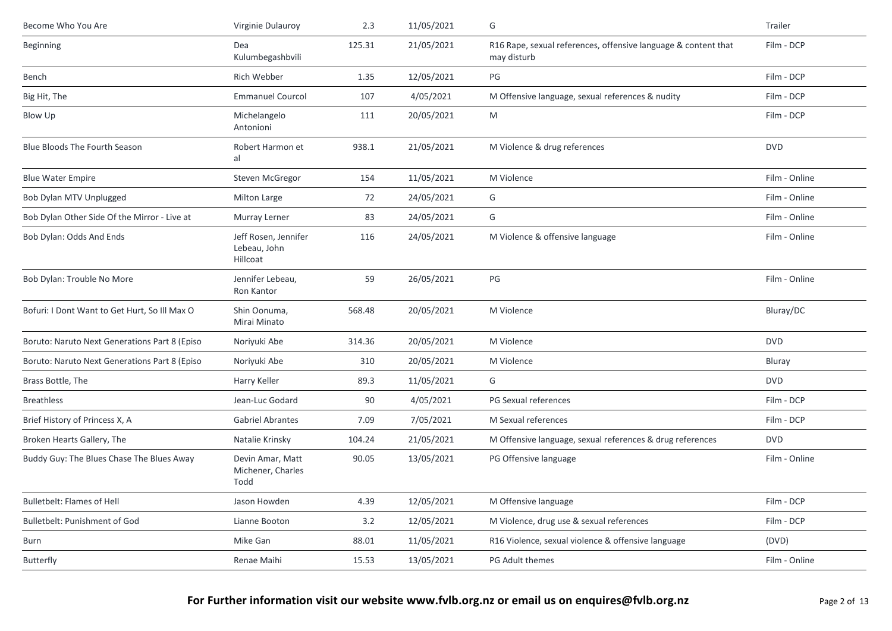| | | | | | |
|---|---|---|---|---|---|
| Become Who You Are | Virginie Dulauroy | 2.3 | 11/05/2021 | G | Trailer |
| Beginning | Dea Kulumbegashbvili | 125.31 | 21/05/2021 | R16 Rape, sexual references, offensive language & content that may disturb | Film - DCP |
| Bench | Rich Webber | 1.35 | 12/05/2021 | PG | Film - DCP |
| Big Hit, The | Emmanuel Courcol | 107 | 4/05/2021 | M Offensive language, sexual references & nudity | Film - DCP |
| Blow Up | Michelangelo Antonioni | 111 | 20/05/2021 | M | Film - DCP |
| Blue Bloods The Fourth Season | Robert Harmon et al | 938.1 | 21/05/2021 | M Violence & drug references | DVD |
| Blue Water Empire | Steven McGregor | 154 | 11/05/2021 | M Violence | Film - Online |
| Bob Dylan MTV Unplugged | Milton Large | 72 | 24/05/2021 | G | Film - Online |
| Bob Dylan Other Side Of the Mirror - Live at | Murray Lerner | 83 | 24/05/2021 | G | Film - Online |
| Bob Dylan: Odds And Ends | Jeff Rosen, Jennifer Lebeau, John Hillcoat | 116 | 24/05/2021 | M Violence & offensive language | Film - Online |
| Bob Dylan: Trouble No More | Jennifer Lebeau, Ron Kantor | 59 | 26/05/2021 | PG | Film - Online |
| Bofuri: I Dont Want to Get Hurt, So Ill Max O | Shin Oonuma, Mirai Minato | 568.48 | 20/05/2021 | M Violence | Bluray/DC |
| Boruto: Naruto Next Generations Part 8 (Episo | Noriyuki Abe | 314.36 | 20/05/2021 | M Violence | DVD |
| Boruto: Naruto Next Generations Part 8 (Episo | Noriyuki Abe | 310 | 20/05/2021 | M Violence | Bluray |
| Brass Bottle, The | Harry Keller | 89.3 | 11/05/2021 | G | DVD |
| Breathless | Jean-Luc Godard | 90 | 4/05/2021 | PG Sexual references | Film - DCP |
| Brief History of Princess X, A | Gabriel Abrantes | 7.09 | 7/05/2021 | M Sexual references | Film - DCP |
| Broken Hearts Gallery, The | Natalie Krinsky | 104.24 | 21/05/2021 | M Offensive language, sexual references & drug references | DVD |
| Buddy Guy: The Blues Chase The Blues Away | Devin Amar, Matt Michener, Charles Todd | 90.05 | 13/05/2021 | PG Offensive language | Film - Online |
| Bulletbelt: Flames of Hell | Jason Howden | 4.39 | 12/05/2021 | M Offensive language | Film - DCP |
| Bulletbelt: Punishment of God | Lianne Booton | 3.2 | 12/05/2021 | M Violence, drug use & sexual references | Film - DCP |
| Burn | Mike Gan | 88.01 | 11/05/2021 | R16 Violence, sexual violence & offensive language | (DVD) |
| Butterfly | Renae Maihi | 15.53 | 13/05/2021 | PG Adult themes | Film - Online |

**For Further information visit our website www.fvlb.org.nz or email us on enquires@fvlb.org.nz**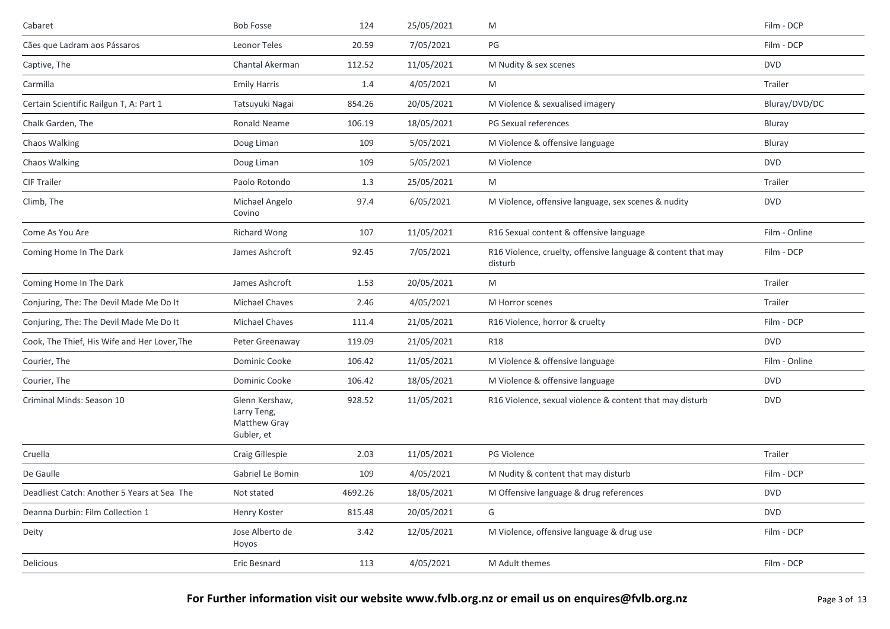| Title | Director | Length | Date | Classification | Format |
|---|---|---|---|---|---|
| Cabaret | Bob Fosse | 124 | 25/05/2021 | M | Film - DCP |
| Cães que Ladram aos Pássaros | Leonor Teles | 20.59 | 7/05/2021 | PG | Film - DCP |
| Captive, The | Chantal Akerman | 112.52 | 11/05/2021 | M Nudity & sex scenes | DVD |
| Carmilla | Emily Harris | 1.4 | 4/05/2021 | M | Trailer |
| Certain Scientific Railgun T, A: Part 1 | Tatsuyuki Nagai | 854.26 | 20/05/2021 | M Violence & sexualised imagery | Bluray/DVD/DC |
| Chalk Garden, The | Ronald Neame | 106.19 | 18/05/2021 | PG Sexual references | Bluray |
| Chaos Walking | Doug Liman | 109 | 5/05/2021 | M Violence & offensive language | Bluray |
| Chaos Walking | Doug Liman | 109 | 5/05/2021 | M Violence | DVD |
| CIF Trailer | Paolo Rotondo | 1.3 | 25/05/2021 | M | Trailer |
| Climb, The | Michael Angelo Covino | 97.4 | 6/05/2021 | M Violence, offensive language, sex scenes & nudity | DVD |
| Come As You Are | Richard Wong | 107 | 11/05/2021 | R16 Sexual content & offensive language | Film - Online |
| Coming Home In The Dark | James Ashcroft | 92.45 | 7/05/2021 | R16 Violence, cruelty, offensive language & content that may disturb | Film - DCP |
| Coming Home In The Dark | James Ashcroft | 1.53 | 20/05/2021 | M | Trailer |
| Conjuring, The: The Devil Made Me Do It | Michael Chaves | 2.46 | 4/05/2021 | M Horror scenes | Trailer |
| Conjuring, The: The Devil Made Me Do It | Michael Chaves | 111.4 | 21/05/2021 | R16 Violence, horror & cruelty | Film - DCP |
| Cook, The Thief, His Wife and Her Lover,The | Peter Greenaway | 119.09 | 21/05/2021 | R18 | DVD |
| Courier, The | Dominic Cooke | 106.42 | 11/05/2021 | M Violence & offensive language | Film - Online |
| Courier, The | Dominic Cooke | 106.42 | 18/05/2021 | M Violence & offensive language | DVD |
| Criminal Minds: Season 10 | Glenn Kershaw, Larry Teng, Matthew Gray Gubler, et | 928.52 | 11/05/2021 | R16 Violence, sexual violence & content that may disturb | DVD |
| Cruella | Craig Gillespie | 2.03 | 11/05/2021 | PG Violence | Trailer |
| De Gaulle | Gabriel Le Bomin | 109 | 4/05/2021 | M Nudity & content that may disturb | Film - DCP |
| Deadliest Catch: Another 5 Years at Sea The | Not stated | 4692.26 | 18/05/2021 | M Offensive language & drug references | DVD |
| Deanna Durbin: Film Collection 1 | Henry Koster | 815.48 | 20/05/2021 | G | DVD |
| Deity | Jose Alberto de Hoyos | 3.42 | 12/05/2021 | M Violence, offensive language & drug use | Film - DCP |
| Delicious | Eric Besnard | 113 | 4/05/2021 | M Adult themes | Film - DCP |

**For Further information visit our website www.fvlb.org.nz or email us on enquires@fvlb.org.nz**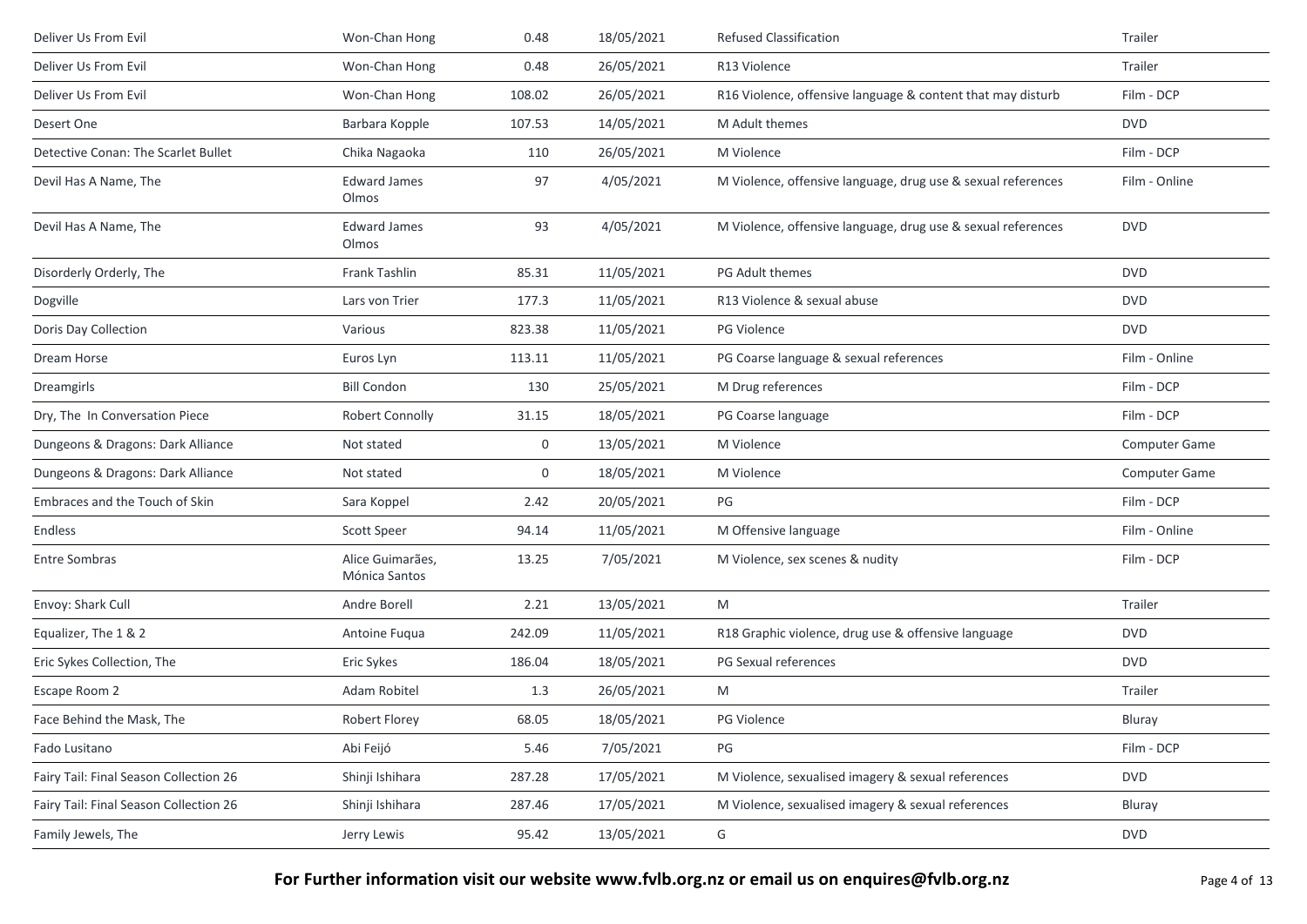| | | | | | |
|---|---|---|---|---|---|
| Deliver Us From Evil | Won-Chan Hong | 0.48 | 18/05/2021 | Refused Classification | Trailer |
| Deliver Us From Evil | Won-Chan Hong | 0.48 | 26/05/2021 | R13 Violence | Trailer |
| Deliver Us From Evil | Won-Chan Hong | 108.02 | 26/05/2021 | R16 Violence, offensive language & content that may disturb | Film - DCP |
| Desert One | Barbara Kopple | 107.53 | 14/05/2021 | M Adult themes | DVD |
| Detective Conan: The Scarlet Bullet | Chika Nagaoka | 110 | 26/05/2021 | M Violence | Film - DCP |
| Devil Has A Name, The | Edward James Olmos | 97 | 4/05/2021 | M Violence, offensive language, drug use & sexual references | Film - Online |
| Devil Has A Name, The | Edward James Olmos | 93 | 4/05/2021 | M Violence, offensive language, drug use & sexual references | DVD |
| Disorderly Orderly, The | Frank Tashlin | 85.31 | 11/05/2021 | PG Adult themes | DVD |
| Dogville | Lars von Trier | 177.3 | 11/05/2021 | R13 Violence & sexual abuse | DVD |
| Doris Day Collection | Various | 823.38 | 11/05/2021 | PG Violence | DVD |
| Dream Horse | Euros Lyn | 113.11 | 11/05/2021 | PG Coarse language & sexual references | Film - Online |
| Dreamgirls | Bill Condon | 130 | 25/05/2021 | M Drug references | Film - DCP |
| Dry, The In Conversation Piece | Robert Connolly | 31.15 | 18/05/2021 | PG Coarse language | Film - DCP |
| Dungeons & Dragons: Dark Alliance | Not stated | 0 | 13/05/2021 | M Violence | Computer Game |
| Dungeons & Dragons: Dark Alliance | Not stated | 0 | 18/05/2021 | M Violence | Computer Game |
| Embraces and the Touch of Skin | Sara Koppel | 2.42 | 20/05/2021 | PG | Film - DCP |
| Endless | Scott Speer | 94.14 | 11/05/2021 | M Offensive language | Film - Online |
| Entre Sombras | Alice Guimarães, Mónica Santos | 13.25 | 7/05/2021 | M Violence, sex scenes & nudity | Film - DCP |
| Envoy: Shark Cull | Andre Borell | 2.21 | 13/05/2021 | M | Trailer |
| Equalizer, The 1 & 2 | Antoine Fuqua | 242.09 | 11/05/2021 | R18 Graphic violence, drug use & offensive language | DVD |
| Eric Sykes Collection, The | Eric Sykes | 186.04 | 18/05/2021 | PG Sexual references | DVD |
| Escape Room 2 | Adam Robitel | 1.3 | 26/05/2021 | M | Trailer |
| Face Behind the Mask, The | Robert Florey | 68.05 | 18/05/2021 | PG Violence | Bluray |
| Fado Lusitano | Abi Feijó | 5.46 | 7/05/2021 | PG | Film - DCP |
| Fairy Tail: Final Season Collection 26 | Shinji Ishihara | 287.28 | 17/05/2021 | M Violence, sexualised imagery & sexual references | DVD |
| Fairy Tail: Final Season Collection 26 | Shinji Ishihara | 287.46 | 17/05/2021 | M Violence, sexualised imagery & sexual references | Bluray |
| Family Jewels, The | Jerry Lewis | 95.42 | 13/05/2021 | G | DVD |

**For Further information visit our website www.fvlb.org.nz or email us on enquires@fvlb.org.nz**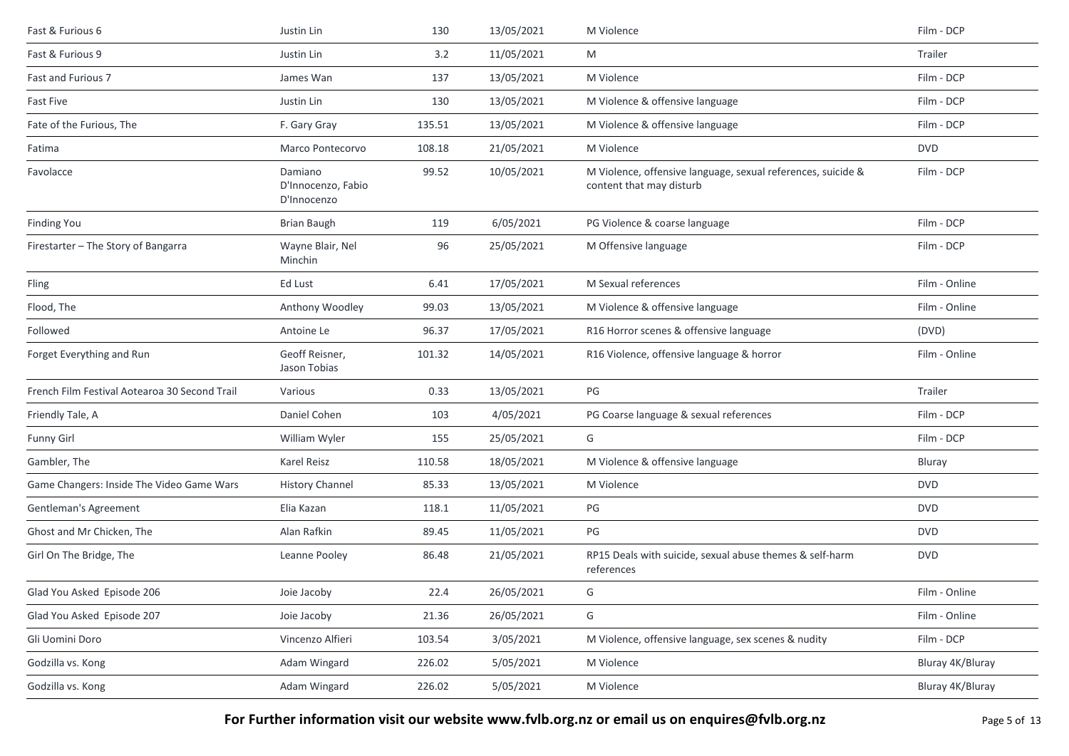| | | | | | |
|---|---|---|---|---|---|
| Fast & Furious 6 | Justin Lin | 130 | 13/05/2021 | M Violence | Film - DCP |
| Fast & Furious 9 | Justin Lin | 3.2 | 11/05/2021 | M | Trailer |
| Fast and Furious 7 | James Wan | 137 | 13/05/2021 | M Violence | Film - DCP |
| Fast Five | Justin Lin | 130 | 13/05/2021 | M Violence & offensive language | Film - DCP |
| Fate of the Furious, The | F. Gary Gray | 135.51 | 13/05/2021 | M Violence & offensive language | Film - DCP |
| Fatima | Marco Pontecorvo | 108.18 | 21/05/2021 | M Violence | DVD |
| Favolacce | Damiano D'Innocenzo, Fabio D'Innocenzo | 99.52 | 10/05/2021 | M Violence, offensive language, sexual references, suicide & content that may disturb | Film - DCP |
| Finding You | Brian Baugh | 119 | 6/05/2021 | PG Violence & coarse language | Film - DCP |
| Firestarter – The Story of Bangarra | Wayne Blair, Nel Minchin | 96 | 25/05/2021 | M Offensive language | Film - DCP |
| Fling | Ed Lust | 6.41 | 17/05/2021 | M Sexual references | Film - Online |
| Flood, The | Anthony Woodley | 99.03 | 13/05/2021 | M Violence & offensive language | Film - Online |
| Followed | Antoine Le | 96.37 | 17/05/2021 | R16 Horror scenes & offensive language | (DVD) |
| Forget Everything and Run | Geoff Reisner, Jason Tobias | 101.32 | 14/05/2021 | R16 Violence, offensive language & horror | Film - Online |
| French Film Festival Aotearoa 30 Second Trail | Various | 0.33 | 13/05/2021 | PG | Trailer |
| Friendly Tale, A | Daniel Cohen | 103 | 4/05/2021 | PG Coarse language & sexual references | Film - DCP |
| Funny Girl | William Wyler | 155 | 25/05/2021 | G | Film - DCP |
| Gambler, The | Karel Reisz | 110.58 | 18/05/2021 | M Violence & offensive language | Bluray |
| Game Changers: Inside The Video Game Wars | History Channel | 85.33 | 13/05/2021 | M Violence | DVD |
| Gentleman's Agreement | Elia Kazan | 118.1 | 11/05/2021 | PG | DVD |
| Ghost and Mr Chicken, The | Alan Rafkin | 89.45 | 11/05/2021 | PG | DVD |
| Girl On The Bridge, The | Leanne Pooley | 86.48 | 21/05/2021 | RP15 Deals with suicide, sexual abuse themes & self-harm references | DVD |
| Glad You Asked Episode 206 | Joie Jacoby | 22.4 | 26/05/2021 | G | Film - Online |
| Glad You Asked Episode 207 | Joie Jacoby | 21.36 | 26/05/2021 | G | Film - Online |
| Gli Uomini Doro | Vincenzo Alfieri | 103.54 | 3/05/2021 | M Violence, offensive language, sex scenes & nudity | Film - DCP |
| Godzilla vs. Kong | Adam Wingard | 226.02 | 5/05/2021 | M Violence | Bluray 4K/Bluray |
| Godzilla vs. Kong | Adam Wingard | 226.02 | 5/05/2021 | M Violence | Bluray 4K/Bluray |

**For Further information visit our website www.fvlb.org.nz or email us on enquires@fvlb.org.nz**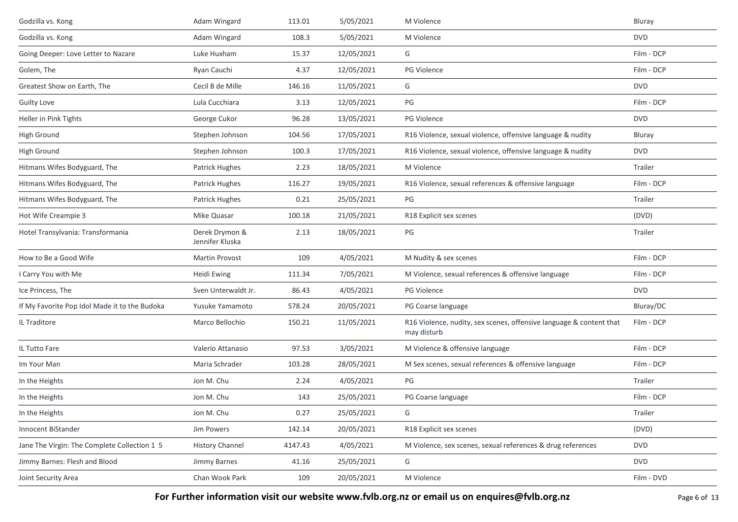| | | | | | |
|---|---|---|---|---|---|
| Godzilla vs. Kong | Adam Wingard | 113.01 | 5/05/2021 | M Violence | Bluray |
| Godzilla vs. Kong | Adam Wingard | 108.3 | 5/05/2021 | M Violence | DVD |
| Going Deeper: Love Letter to Nazare | Luke Huxham | 15.37 | 12/05/2021 | G | Film - DCP |
| Golem, The | Ryan Cauchi | 4.37 | 12/05/2021 | PG Violence | Film - DCP |
| Greatest Show on Earth, The | Cecil B de Mille | 146.16 | 11/05/2021 | G | DVD |
| Guilty Love | Lula Cucchiara | 3.13 | 12/05/2021 | PG | Film - DCP |
| Heller in Pink Tights | George Cukor | 96.28 | 13/05/2021 | PG Violence | DVD |
| High Ground | Stephen Johnson | 104.56 | 17/05/2021 | R16 Violence, sexual violence, offensive language & nudity | Bluray |
| High Ground | Stephen Johnson | 100.3 | 17/05/2021 | R16 Violence, sexual violence, offensive language & nudity | DVD |
| Hitmans Wifes Bodyguard, The | Patrick Hughes | 2.23 | 18/05/2021 | M Violence | Trailer |
| Hitmans Wifes Bodyguard, The | Patrick Hughes | 116.27 | 19/05/2021 | R16 Violence, sexual references & offensive language | Film - DCP |
| Hitmans Wifes Bodyguard, The | Patrick Hughes | 0.21 | 25/05/2021 | PG | Trailer |
| Hot Wife Creampie 3 | Mike Quasar | 100.18 | 21/05/2021 | R18 Explicit sex scenes | (DVD) |
| Hotel Transylvania: Transformania | Derek Drymon & Jennifer Kluska | 2.13 | 18/05/2021 | PG | Trailer |
| How to Be a Good Wife | Martin Provost | 109 | 4/05/2021 | M Nudity & sex scenes | Film - DCP |
| I Carry You with Me | Heidi Ewing | 111.34 | 7/05/2021 | M Violence, sexual references & offensive language | Film - DCP |
| Ice Princess, The | Sven Unterwaldt Jr. | 86.43 | 4/05/2021 | PG Violence | DVD |
| If My Favorite Pop Idol Made it to the Budoka | Yusuke Yamamoto | 578.24 | 20/05/2021 | PG Coarse language | Bluray/DC |
| IL Traditore | Marco Bellochio | 150.21 | 11/05/2021 | R16 Violence, nudity, sex scenes, offensive language & content that may disturb | Film - DCP |
| IL Tutto Fare | Valerio Attanasio | 97.53 | 3/05/2021 | M Violence & offensive language | Film - DCP |
| Im Your Man | Maria Schrader | 103.28 | 28/05/2021 | M Sex scenes, sexual references & offensive language | Film - DCP |
| In the Heights | Jon M. Chu | 2.24 | 4/05/2021 | PG | Trailer |
| In the Heights | Jon M. Chu | 143 | 25/05/2021 | PG Coarse language | Film - DCP |
| In the Heights | Jon M. Chu | 0.27 | 25/05/2021 | G | Trailer |
| Innocent BiStander | Jim Powers | 142.14 | 20/05/2021 | R18 Explicit sex scenes | (DVD) |
| Jane The Virgin: The Complete Collection 1 5 | History Channel | 4147.43 | 4/05/2021 | M Violence, sex scenes, sexual references & drug references | DVD |
| Jimmy Barnes: Flesh and Blood | Jimmy Barnes | 41.16 | 25/05/2021 | G | DVD |
| Joint Security Area | Chan Wook Park | 109 | 20/05/2021 | M Violence | Film - DVD |

**For Further information visit our website www.fvlb.org.nz or email us on enquires@fvlb.org.nz**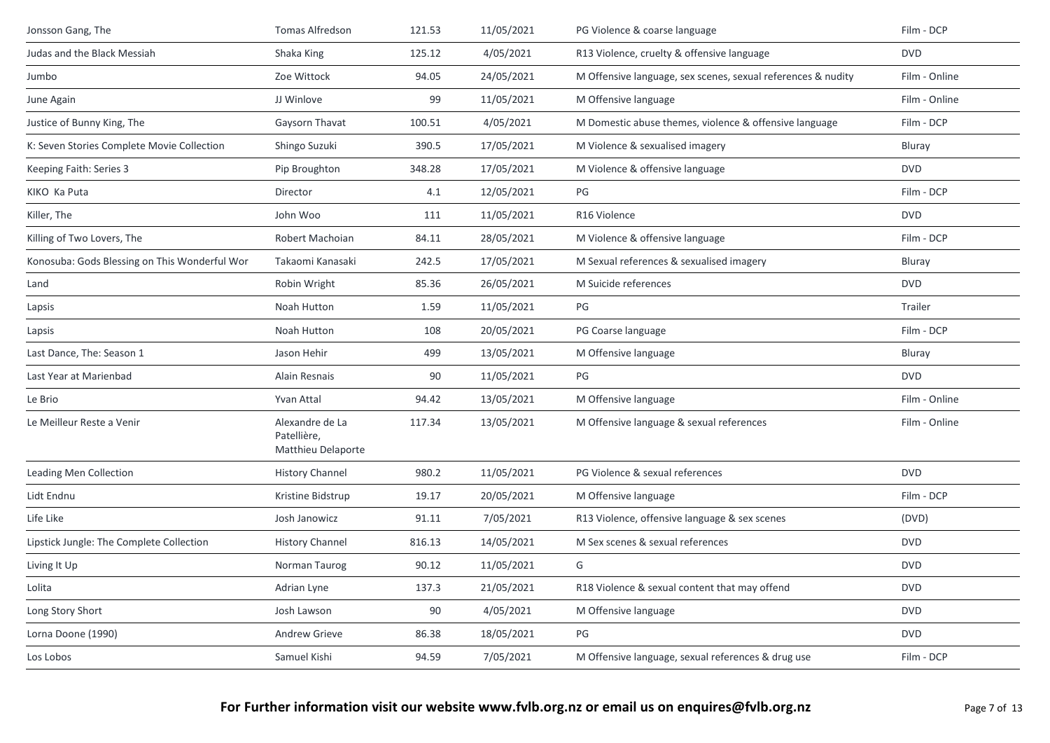| | | | | | |
|---|---|---|---|---|---|
| Jonsson Gang, The | Tomas Alfredson | 121.53 | 11/05/2021 | PG Violence & coarse language | Film - DCP |
| Judas and the Black Messiah | Shaka King | 125.12 | 4/05/2021 | R13 Violence, cruelty & offensive language | DVD |
| Jumbo | Zoe Wittock | 94.05 | 24/05/2021 | M Offensive language, sex scenes, sexual references & nudity | Film - Online |
| June Again | JJ Winlove | 99 | 11/05/2021 | M Offensive language | Film - Online |
| Justice of Bunny King, The | Gaysorn Thavat | 100.51 | 4/05/2021 | M Domestic abuse themes, violence & offensive language | Film - DCP |
| K: Seven Stories Complete Movie Collection | Shingo Suzuki | 390.5 | 17/05/2021 | M Violence & sexualised imagery | Bluray |
| Keeping Faith: Series 3 | Pip Broughton | 348.28 | 17/05/2021 | M Violence & offensive language | DVD |
| KIKO Ka Puta | Director | 4.1 | 12/05/2021 | PG | Film - DCP |
| Killer, The | John Woo | 111 | 11/05/2021 | R16 Violence | DVD |
| Killing of Two Lovers, The | Robert Machoian | 84.11 | 28/05/2021 | M Violence & offensive language | Film - DCP |
| Konosuba: Gods Blessing on This Wonderful Wor | Takaomi Kanasaki | 242.5 | 17/05/2021 | M Sexual references & sexualised imagery | Bluray |
| Land | Robin Wright | 85.36 | 26/05/2021 | M Suicide references | DVD |
| Lapsis | Noah Hutton | 1.59 | 11/05/2021 | PG | Trailer |
| Lapsis | Noah Hutton | 108 | 20/05/2021 | PG Coarse language | Film - DCP |
| Last Dance, The: Season 1 | Jason Hehir | 499 | 13/05/2021 | M Offensive language | Bluray |
| Last Year at Marienbad | Alain Resnais | 90 | 11/05/2021 | PG | DVD |
| Le Brio | Yvan Attal | 94.42 | 13/05/2021 | M Offensive language | Film - Online |
| Le Meilleur Reste a Venir | Alexandre de La Patellière, Matthieu Delaporte | 117.34 | 13/05/2021 | M Offensive language & sexual references | Film - Online |
| Leading Men Collection | History Channel | 980.2 | 11/05/2021 | PG Violence & sexual references | DVD |
| Lidt Endnu | Kristine Bidstrup | 19.17 | 20/05/2021 | M Offensive language | Film - DCP |
| Life Like | Josh Janowicz | 91.11 | 7/05/2021 | R13 Violence, offensive language & sex scenes | (DVD) |
| Lipstick Jungle: The Complete Collection | History Channel | 816.13 | 14/05/2021 | M Sex scenes & sexual references | DVD |
| Living It Up | Norman Taurog | 90.12 | 11/05/2021 | G | DVD |
| Lolita | Adrian Lyne | 137.3 | 21/05/2021 | R18 Violence & sexual content that may offend | DVD |
| Long Story Short | Josh Lawson | 90 | 4/05/2021 | M Offensive language | DVD |
| Lorna Doone (1990) | Andrew Grieve | 86.38 | 18/05/2021 | PG | DVD |
| Los Lobos | Samuel Kishi | 94.59 | 7/05/2021 | M Offensive language, sexual references & drug use | Film - DCP |

**For Further information visit our website www.fvlb.org.nz or email us on enquires@fvlb.org.nz**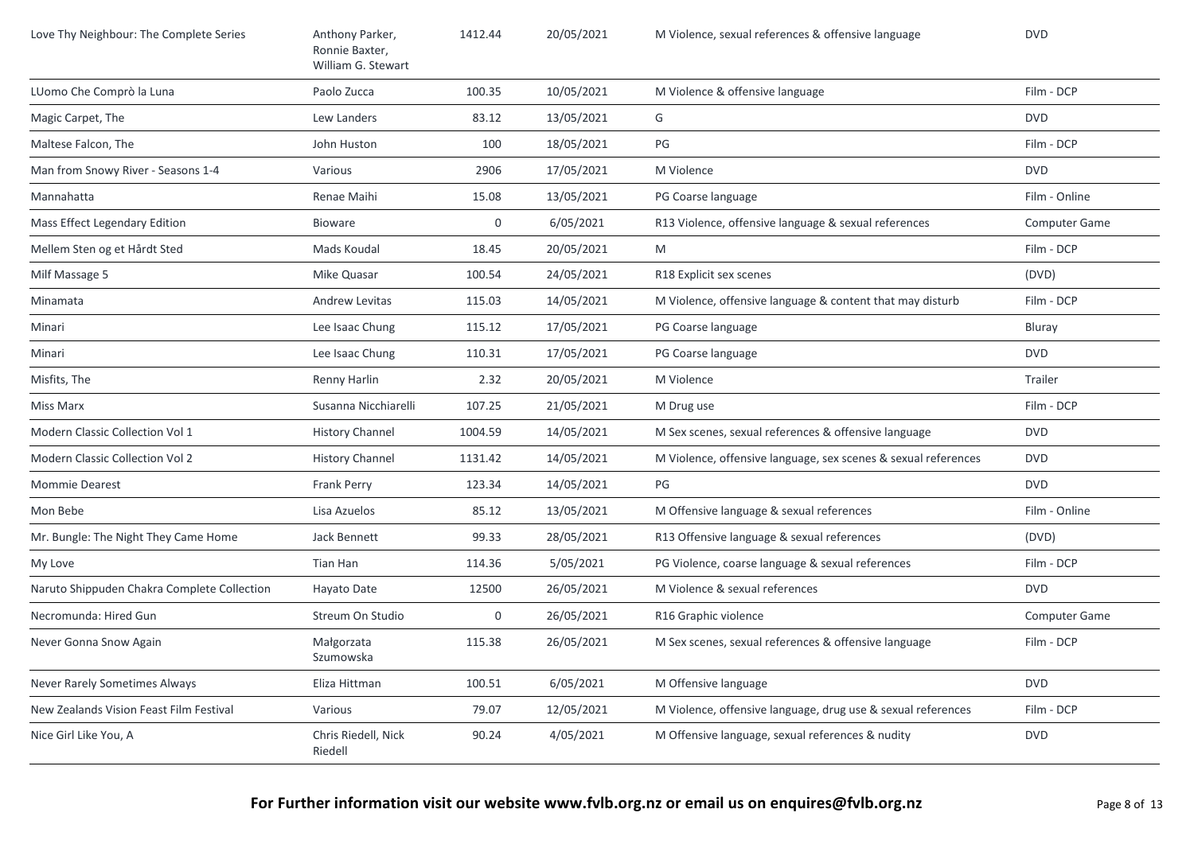| Love Thy Neighbour: The Complete Series | Anthony Parker, Ronnie Baxter, William G. Stewart | 1412.44 | 20/05/2021 | M Violence, sexual references & offensive language | DVD |
|---|---|---|---|---|---|
| LUomo Che Comprò la Luna | Paolo Zucca | 100.35 | 10/05/2021 | M Violence & offensive language | Film - DCP |
| Magic Carpet, The | Lew Landers | 83.12 | 13/05/2021 | G | DVD |
| Maltese Falcon, The | John Huston | 100 | 18/05/2021 | PG | Film - DCP |
| Man from Snowy River - Seasons 1-4 | Various | 2906 | 17/05/2021 | M Violence | DVD |
| Mannahatta | Renae Maihi | 15.08 | 13/05/2021 | PG Coarse language | Film - Online |
| Mass Effect Legendary Edition | Bioware | 0 | 6/05/2021 | R13 Violence, offensive language & sexual references | Computer Game |
| Mellem Sten og et Hårdt Sted | Mads Koudal | 18.45 | 20/05/2021 | M | Film - DCP |
| Milf Massage 5 | Mike Quasar | 100.54 | 24/05/2021 | R18 Explicit sex scenes | (DVD) |
| Minamata | Andrew Levitas | 115.03 | 14/05/2021 | M Violence, offensive language & content that may disturb | Film - DCP |
| Minari | Lee Isaac Chung | 115.12 | 17/05/2021 | PG Coarse language | Bluray |
| Minari | Lee Isaac Chung | 110.31 | 17/05/2021 | PG Coarse language | DVD |
| Misfits, The | Renny Harlin | 2.32 | 20/05/2021 | M Violence | Trailer |
| Miss Marx | Susanna Nicchiarelli | 107.25 | 21/05/2021 | M Drug use | Film - DCP |
| Modern Classic Collection Vol 1 | History Channel | 1004.59 | 14/05/2021 | M Sex scenes, sexual references & offensive language | DVD |
| Modern Classic Collection Vol 2 | History Channel | 1131.42 | 14/05/2021 | M Violence, offensive language, sex scenes & sexual references | DVD |
| Mommie Dearest | Frank Perry | 123.34 | 14/05/2021 | PG | DVD |
| Mon Bebe | Lisa Azuelos | 85.12 | 13/05/2021 | M Offensive language & sexual references | Film - Online |
| Mr. Bungle: The Night They Came Home | Jack Bennett | 99.33 | 28/05/2021 | R13 Offensive language & sexual references | (DVD) |
| My Love | Tian Han | 114.36 | 5/05/2021 | PG Violence, coarse language & sexual references | Film - DCP |
| Naruto Shippuden Chakra Complete Collection | Hayato Date | 12500 | 26/05/2021 | M Violence & sexual references | DVD |
| Necromunda: Hired Gun | Streum On Studio | 0 | 26/05/2021 | R16 Graphic violence | Computer Game |
| Never Gonna Snow Again | Małgorzata Szumowska | 115.38 | 26/05/2021 | M Sex scenes, sexual references & offensive language | Film - DCP |
| Never Rarely Sometimes Always | Eliza Hittman | 100.51 | 6/05/2021 | M Offensive language | DVD |
| New Zealands Vision Feast Film Festival | Various | 79.07 | 12/05/2021 | M Violence, offensive language, drug use & sexual references | Film - DCP |
| Nice Girl Like You, A | Chris Riedell, Nick Riedell | 90.24 | 4/05/2021 | M Offensive language, sexual references & nudity | DVD |

**For Further information visit our website www.fvlb.org.nz or email us on enquires@fvlb.org.nz**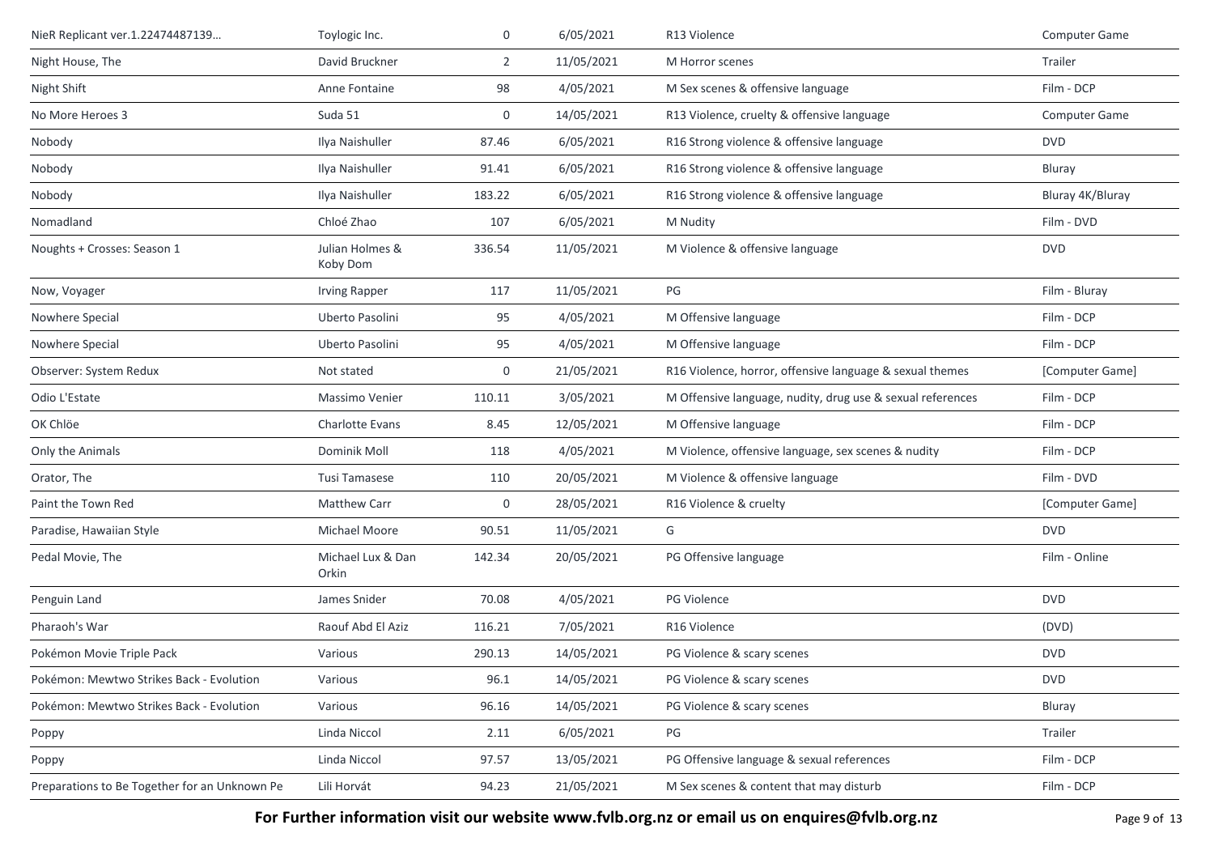| | | | | | |
|---|---|---|---|---|---|
| NieR Replicant ver.1.22474487139... | Toylogic Inc. | 0 | 6/05/2021 | R13 Violence | Computer Game |
| Night House, The | David Bruckner | 2 | 11/05/2021 | M Horror scenes | Trailer |
| Night Shift | Anne Fontaine | 98 | 4/05/2021 | M Sex scenes & offensive language | Film - DCP |
| No More Heroes 3 | Suda 51 | 0 | 14/05/2021 | R13 Violence, cruelty & offensive language | Computer Game |
| Nobody | Ilya Naishuller | 87.46 | 6/05/2021 | R16 Strong violence & offensive language | DVD |
| Nobody | Ilya Naishuller | 91.41 | 6/05/2021 | R16 Strong violence & offensive language | Bluray |
| Nobody | Ilya Naishuller | 183.22 | 6/05/2021 | R16 Strong violence & offensive language | Bluray 4K/Bluray |
| Nomadland | Chloé Zhao | 107 | 6/05/2021 | M Nudity | Film - DVD |
| Noughts + Crosses: Season 1 | Julian Holmes & Koby Dom | 336.54 | 11/05/2021 | M Violence & offensive language | DVD |
| Now, Voyager | Irving Rapper | 117 | 11/05/2021 | PG | Film - Bluray |
| Nowhere Special | Uberto Pasolini | 95 | 4/05/2021 | M Offensive language | Film - DCP |
| Nowhere Special | Uberto Pasolini | 95 | 4/05/2021 | M Offensive language | Film - DCP |
| Observer: System Redux | Not stated | 0 | 21/05/2021 | R16 Violence, horror, offensive language & sexual themes | [Computer Game] |
| Odio L'Estate | Massimo Venier | 110.11 | 3/05/2021 | M Offensive language, nudity, drug use & sexual references | Film - DCP |
| OK Chlöe | Charlotte Evans | 8.45 | 12/05/2021 | M Offensive language | Film - DCP |
| Only the Animals | Dominik Moll | 118 | 4/05/2021 | M Violence, offensive language, sex scenes & nudity | Film - DCP |
| Orator, The | Tusi Tamasese | 110 | 20/05/2021 | M Violence & offensive language | Film - DVD |
| Paint the Town Red | Matthew Carr | 0 | 28/05/2021 | R16 Violence & cruelty | [Computer Game] |
| Paradise, Hawaiian Style | Michael Moore | 90.51 | 11/05/2021 | G | DVD |
| Pedal Movie, The | Michael Lux & Dan Orkin | 142.34 | 20/05/2021 | PG Offensive language | Film - Online |
| Penguin Land | James Snider | 70.08 | 4/05/2021 | PG Violence | DVD |
| Pharaoh's War | Raouf Abd El Aziz | 116.21 | 7/05/2021 | R16 Violence | (DVD) |
| Pokémon Movie Triple Pack | Various | 290.13 | 14/05/2021 | PG Violence & scary scenes | DVD |
| Pokémon: Mewtwo Strikes Back - Evolution | Various | 96.1 | 14/05/2021 | PG Violence & scary scenes | DVD |
| Pokémon: Mewtwo Strikes Back - Evolution | Various | 96.16 | 14/05/2021 | PG Violence & scary scenes | Bluray |
| Poppy | Linda Niccol | 2.11 | 6/05/2021 | PG | Trailer |
| Poppy | Linda Niccol | 97.57 | 13/05/2021 | PG Offensive language & sexual references | Film - DCP |
| Preparations to Be Together for an Unknown Pe | Lili Horvát | 94.23 | 21/05/2021 | M Sex scenes & content that may disturb | Film - DCP |

**For Further information visit our website www.fvlb.org.nz or email us on enquires@fvlb.org.nz**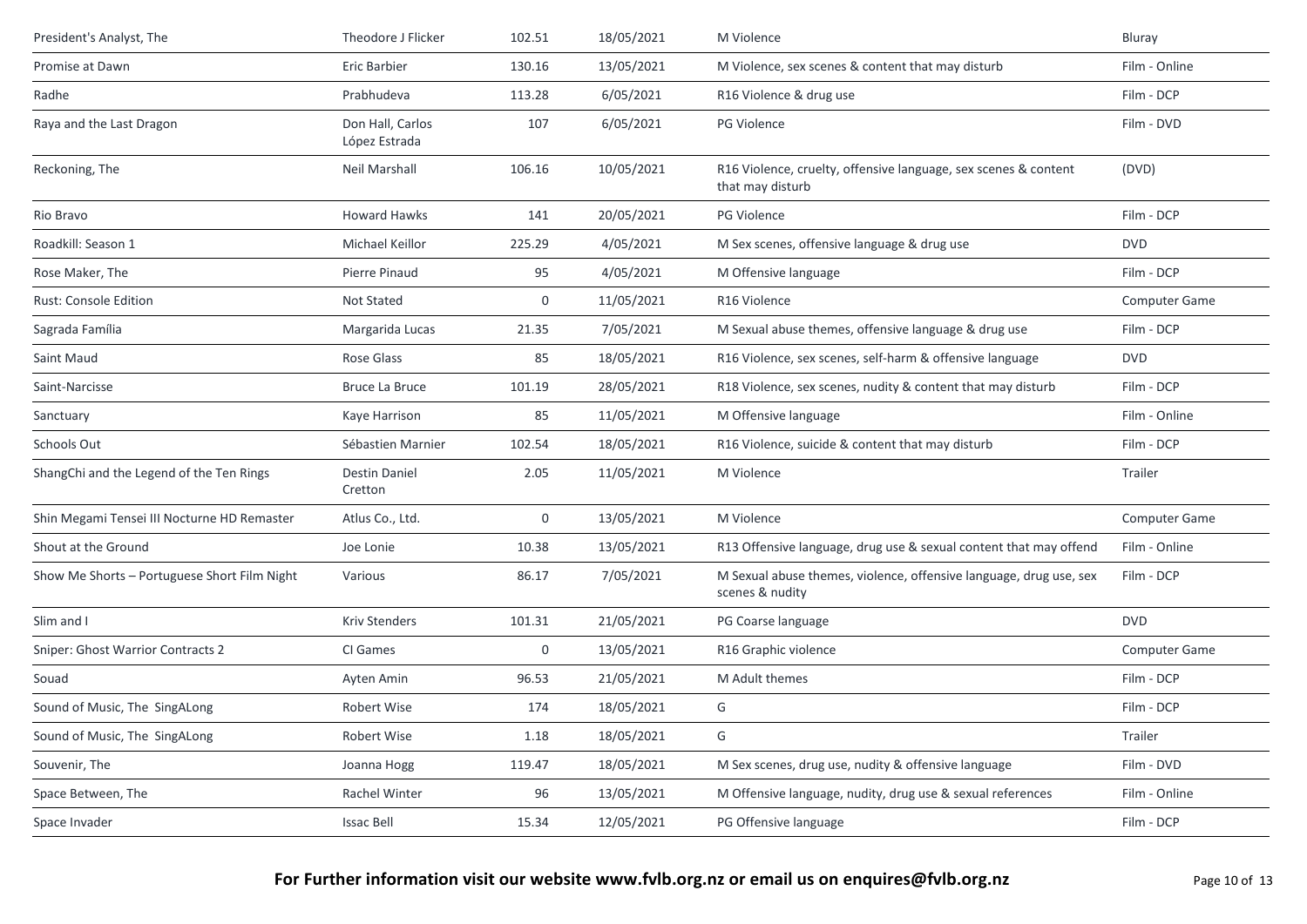| | | | | | |
|---|---|---|---|---|---|
| President's Analyst, The | Theodore J Flicker | 102.51 | 18/05/2021 | M Violence | Bluray |
| Promise at Dawn | Eric Barbier | 130.16 | 13/05/2021 | M Violence, sex scenes & content that may disturb | Film - Online |
| Radhe | Prabhudeva | 113.28 | 6/05/2021 | R16 Violence & drug use | Film - DCP |
| Raya and the Last Dragon | Don Hall, Carlos López Estrada | 107 | 6/05/2021 | PG Violence | Film - DVD |
| Reckoning, The | Neil Marshall | 106.16 | 10/05/2021 | R16 Violence, cruelty, offensive language, sex scenes & content that may disturb | (DVD) |
| Rio Bravo | Howard Hawks | 141 | 20/05/2021 | PG Violence | Film - DCP |
| Roadkill: Season 1 | Michael Keillor | 225.29 | 4/05/2021 | M Sex scenes, offensive language & drug use | DVD |
| Rose Maker, The | Pierre Pinaud | 95 | 4/05/2021 | M Offensive language | Film - DCP |
| Rust: Console Edition | Not Stated | 0 | 11/05/2021 | R16 Violence | Computer Game |
| Sagrada Família | Margarida Lucas | 21.35 | 7/05/2021 | M Sexual abuse themes, offensive language & drug use | Film - DCP |
| Saint Maud | Rose Glass | 85 | 18/05/2021 | R16 Violence, sex scenes, self-harm & offensive language | DVD |
| Saint-Narcisse | Bruce La Bruce | 101.19 | 28/05/2021 | R18 Violence, sex scenes, nudity & content that may disturb | Film - DCP |
| Sanctuary | Kaye Harrison | 85 | 11/05/2021 | M Offensive language | Film - Online |
| Schools Out | Sébastien Marnier | 102.54 | 18/05/2021 | R16 Violence, suicide & content that may disturb | Film - DCP |
| ShangChi and the Legend of the Ten Rings | Destin Daniel Cretton | 2.05 | 11/05/2021 | M Violence | Trailer |
| Shin Megami Tensei III Nocturne HD Remaster | Atlus Co., Ltd. | 0 | 13/05/2021 | M Violence | Computer Game |
| Shout at the Ground | Joe Lonie | 10.38 | 13/05/2021 | R13 Offensive language, drug use & sexual content that may offend | Film - Online |
| Show Me Shorts – Portuguese Short Film Night | Various | 86.17 | 7/05/2021 | M Sexual abuse themes, violence, offensive language, drug use, sex scenes & nudity | Film - DCP |
| Slim and I | Kriv Stenders | 101.31 | 21/05/2021 | PG Coarse language | DVD |
| Sniper: Ghost Warrior Contracts 2 | CI Games | 0 | 13/05/2021 | R16 Graphic violence | Computer Game |
| Souad | Ayten Amin | 96.53 | 21/05/2021 | M Adult themes | Film - DCP |
| Sound of Music, The SingALong | Robert Wise | 174 | 18/05/2021 | G | Film - DCP |
| Sound of Music, The SingALong | Robert Wise | 1.18 | 18/05/2021 | G | Trailer |
| Souvenir, The | Joanna Hogg | 119.47 | 18/05/2021 | M Sex scenes, drug use, nudity & offensive language | Film - DVD |
| Space Between, The | Rachel Winter | 96 | 13/05/2021 | M Offensive language, nudity, drug use & sexual references | Film - Online |
| Space Invader | Issac Bell | 15.34 | 12/05/2021 | PG Offensive language | Film - DCP |

**For Further information visit our website www.fvlb.org.nz or email us on enquires@fvlb.org.nz**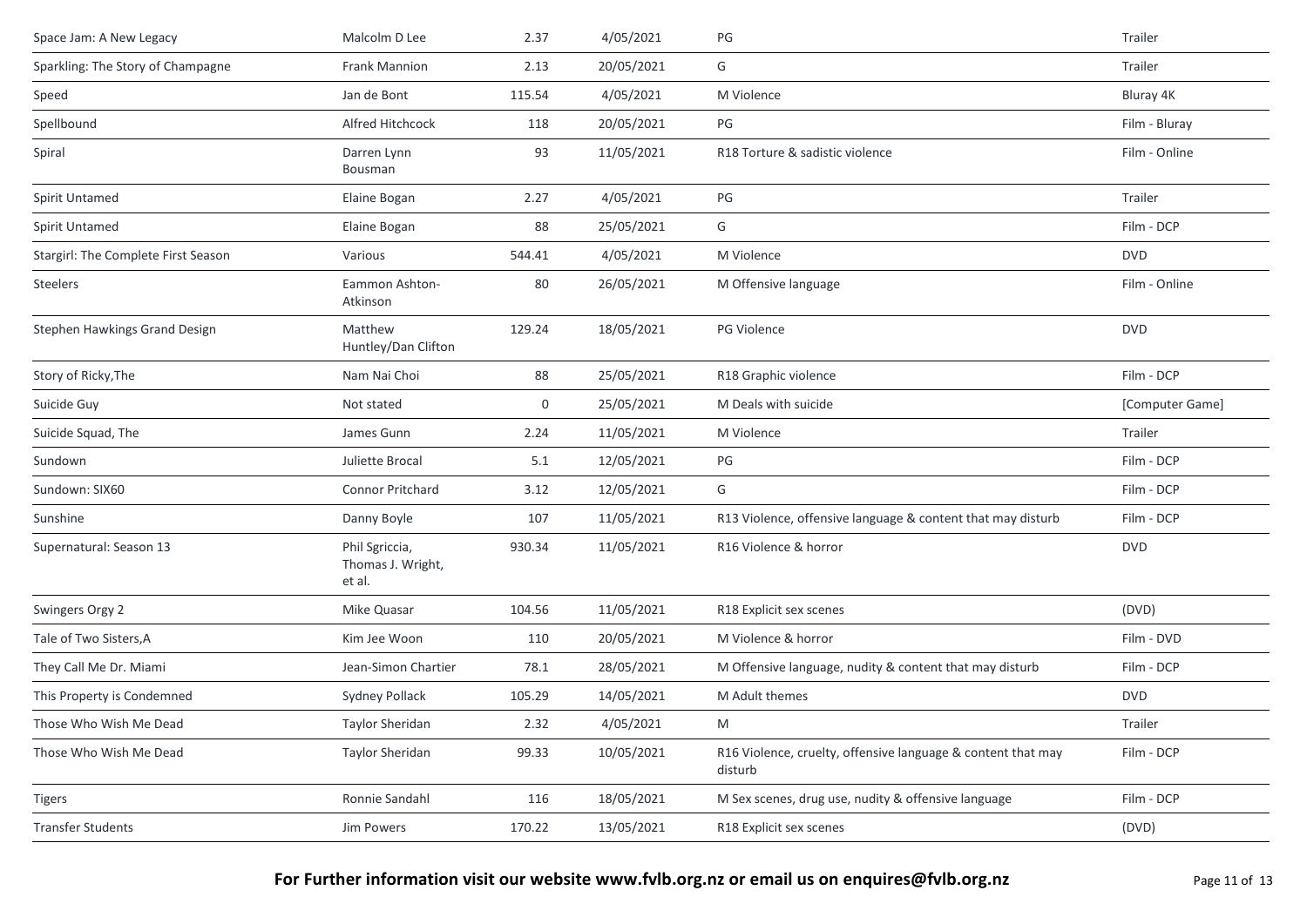| | | | | | |
|---|---|---|---|---|---|
| Space Jam: A New Legacy | Malcolm D Lee | 2.37 | 4/05/2021 | PG | Trailer |
| Sparkling: The Story of Champagne | Frank Mannion | 2.13 | 20/05/2021 | G | Trailer |
| Speed | Jan de Bont | 115.54 | 4/05/2021 | M Violence | Bluray 4K |
| Spellbound | Alfred Hitchcock | 118 | 20/05/2021 | PG | Film - Bluray |
| Spiral | Darren Lynn Bousman | 93 | 11/05/2021 | R18 Torture & sadistic violence | Film - Online |
| Spirit Untamed | Elaine Bogan | 2.27 | 4/05/2021 | PG | Trailer |
| Spirit Untamed | Elaine Bogan | 88 | 25/05/2021 | G | Film - DCP |
| Stargirl: The Complete First Season | Various | 544.41 | 4/05/2021 | M Violence | DVD |
| Steelers | Eammon Ashton-Atkinson | 80 | 26/05/2021 | M Offensive language | Film - Online |
| Stephen Hawkings Grand Design | Matthew Huntley/Dan Clifton | 129.24 | 18/05/2021 | PG Violence | DVD |
| Story of Ricky,The | Nam Nai Choi | 88 | 25/05/2021 | R18 Graphic violence | Film - DCP |
| Suicide Guy | Not stated | 0 | 25/05/2021 | M Deals with suicide | [Computer Game] |
| Suicide Squad, The | James Gunn | 2.24 | 11/05/2021 | M Violence | Trailer |
| Sundown | Juliette Brocal | 5.1 | 12/05/2021 | PG | Film - DCP |
| Sundown: SIX60 | Connor Pritchard | 3.12 | 12/05/2021 | G | Film - DCP |
| Sunshine | Danny Boyle | 107 | 11/05/2021 | R13 Violence, offensive language & content that may disturb | Film - DCP |
| Supernatural: Season 13 | Phil Sgriccia, Thomas J. Wright, et al. | 930.34 | 11/05/2021 | R16 Violence & horror | DVD |
| Swingers Orgy 2 | Mike Quasar | 104.56 | 11/05/2021 | R18 Explicit sex scenes | (DVD) |
| Tale of Two Sisters,A | Kim Jee Woon | 110 | 20/05/2021 | M Violence & horror | Film - DVD |
| They Call Me Dr. Miami | Jean-Simon Chartier | 78.1 | 28/05/2021 | M Offensive language, nudity & content that may disturb | Film - DCP |
| This Property is Condemned | Sydney Pollack | 105.29 | 14/05/2021 | M Adult themes | DVD |
| Those Who Wish Me Dead | Taylor Sheridan | 2.32 | 4/05/2021 | M | Trailer |
| Those Who Wish Me Dead | Taylor Sheridan | 99.33 | 10/05/2021 | R16 Violence, cruelty, offensive language & content that may disturb | Film - DCP |
| Tigers | Ronnie Sandahl | 116 | 18/05/2021 | M Sex scenes, drug use, nudity & offensive language | Film - DCP |
| Transfer Students | Jim Powers | 170.22 | 13/05/2021 | R18 Explicit sex scenes | (DVD) |

**For Further information visit our website www.fvlb.org.nz or email us on enquires@fvlb.org.nz**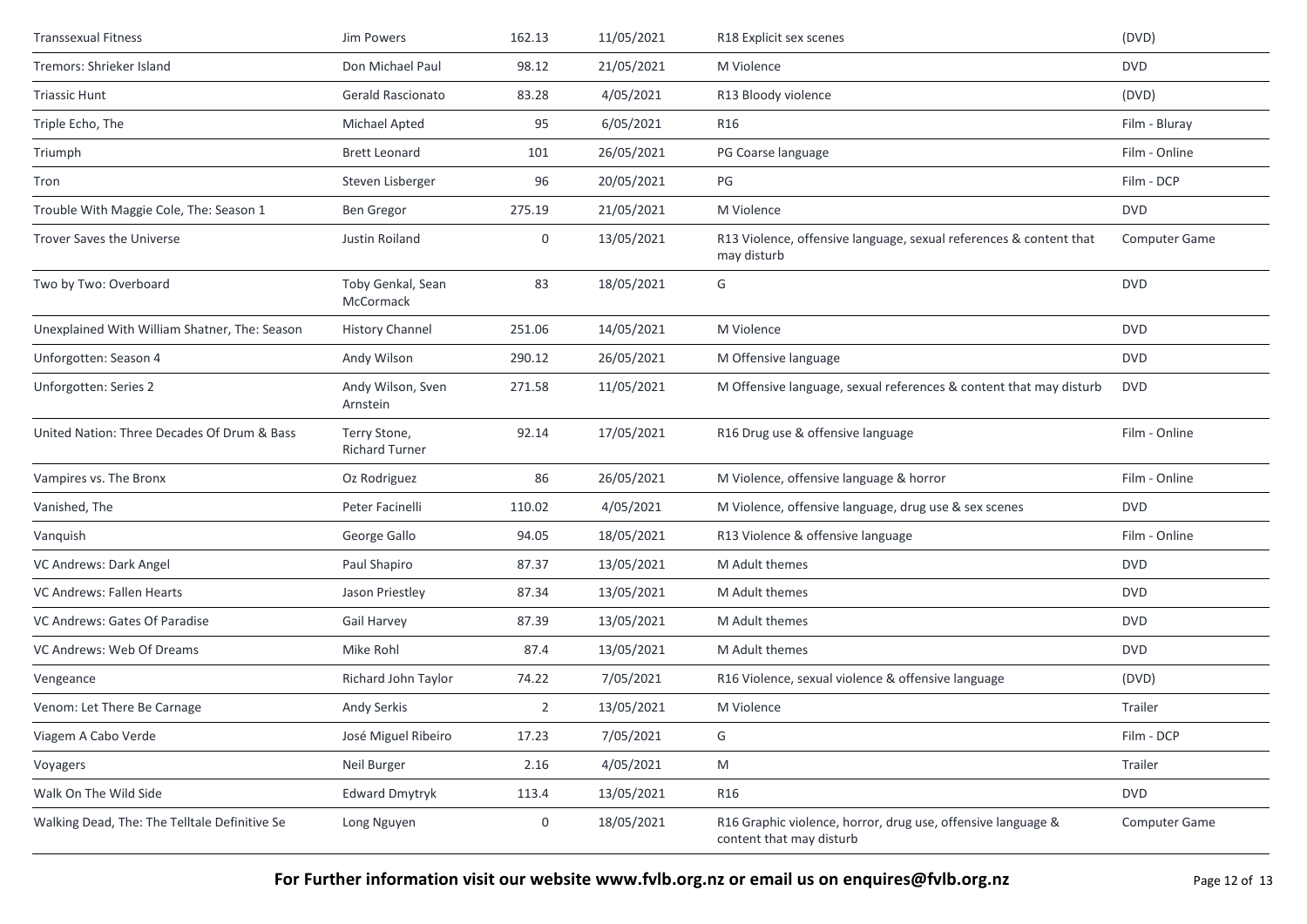| Transsexual Fitness | Jim Powers | 162.13 | 11/05/2021 | R18 Explicit sex scenes | (DVD) |
|---|---|---|---|---|---|
| Tremors: Shrieker Island | Don Michael Paul | 98.12 | 21/05/2021 | M Violence | DVD |
| Triassic Hunt | Gerald Rascionato | 83.28 | 4/05/2021 | R13 Bloody violence | (DVD) |
| Triple Echo, The | Michael Apted | 95 | 6/05/2021 | R16 | Film - Bluray |
| Triumph | Brett Leonard | 101 | 26/05/2021 | PG Coarse language | Film - Online |
| Tron | Steven Lisberger | 96 | 20/05/2021 | PG | Film - DCP |
| Trouble With Maggie Cole, The: Season 1 | Ben Gregor | 275.19 | 21/05/2021 | M Violence | DVD |
| Trover Saves the Universe | Justin Roiland | 0 | 13/05/2021 | R13 Violence, offensive language, sexual references & content that may disturb | Computer Game |
| Two by Two: Overboard | Toby Genkal, Sean McCormack | 83 | 18/05/2021 | G | DVD |
| Unexplained With William Shatner, The: Season | History Channel | 251.06 | 14/05/2021 | M Violence | DVD |
| Unforgotten: Season 4 | Andy Wilson | 290.12 | 26/05/2021 | M Offensive language | DVD |
| Unforgotten: Series 2 | Andy Wilson, Sven Arnstein | 271.58 | 11/05/2021 | M Offensive language, sexual references & content that may disturb | DVD |
| United Nation: Three Decades Of Drum & Bass | Terry Stone, Richard Turner | 92.14 | 17/05/2021 | R16 Drug use & offensive language | Film - Online |
| Vampires vs. The Bronx | Oz Rodriguez | 86 | 26/05/2021 | M Violence, offensive language & horror | Film - Online |
| Vanished, The | Peter Facinelli | 110.02 | 4/05/2021 | M Violence, offensive language, drug use & sex scenes | DVD |
| Vanquish | George Gallo | 94.05 | 18/05/2021 | R13 Violence & offensive language | Film - Online |
| VC Andrews: Dark Angel | Paul Shapiro | 87.37 | 13/05/2021 | M Adult themes | DVD |
| VC Andrews: Fallen Hearts | Jason Priestley | 87.34 | 13/05/2021 | M Adult themes | DVD |
| VC Andrews: Gates Of Paradise | Gail Harvey | 87.39 | 13/05/2021 | M Adult themes | DVD |
| VC Andrews: Web Of Dreams | Mike Rohl | 87.4 | 13/05/2021 | M Adult themes | DVD |
| Vengeance | Richard John Taylor | 74.22 | 7/05/2021 | R16 Violence, sexual violence & offensive language | (DVD) |
| Venom: Let There Be Carnage | Andy Serkis | 2 | 13/05/2021 | M Violence | Trailer |
| Viagem A Cabo Verde | José Miguel Ribeiro | 17.23 | 7/05/2021 | G | Film - DCP |
| Voyagers | Neil Burger | 2.16 | 4/05/2021 | M | Trailer |
| Walk On The Wild Side | Edward Dmytryk | 113.4 | 13/05/2021 | R16 | DVD |
| Walking Dead, The: The Telltale Definitive Se | Long Nguyen | 0 | 18/05/2021 | R16 Graphic violence, horror, drug use, offensive language & content that may disturb | Computer Game |

**For Further information visit our website www.fvlb.org.nz or email us on enquires@fvlb.org.nz**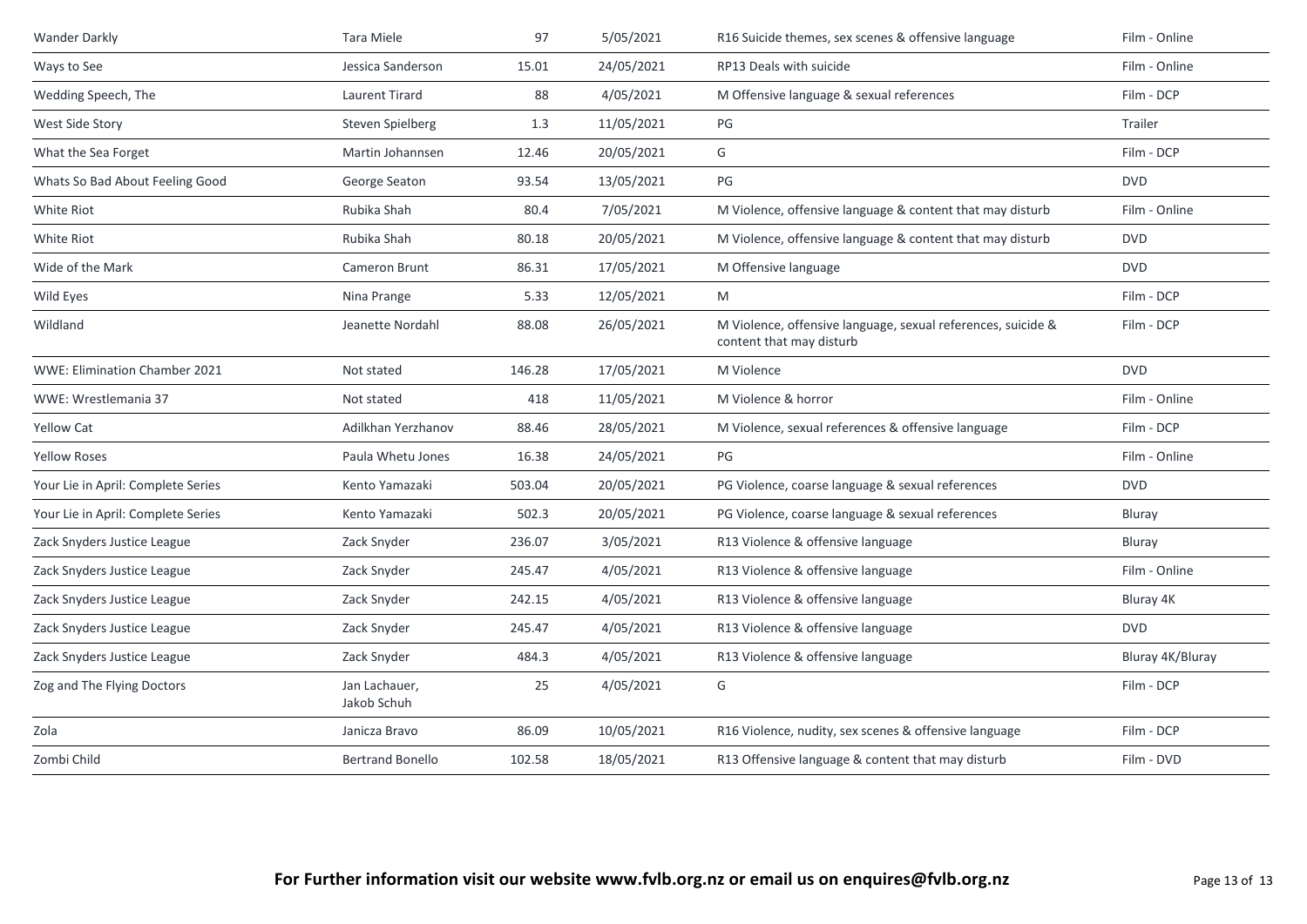| | | | | | |
|---|---|---|---|---|---|
| Wander Darkly | Tara Miele | 97 | 5/05/2021 | R16 Suicide themes, sex scenes & offensive language | Film - Online |
| Ways to See | Jessica Sanderson | 15.01 | 24/05/2021 | RP13 Deals with suicide | Film - Online |
| Wedding Speech, The | Laurent Tirard | 88 | 4/05/2021 | M Offensive language & sexual references | Film - DCP |
| West Side Story | Steven Spielberg | 1.3 | 11/05/2021 | PG | Trailer |
| What the Sea Forget | Martin Johannsen | 12.46 | 20/05/2021 | G | Film - DCP |
| Whats So Bad About Feeling Good | George Seaton | 93.54 | 13/05/2021 | PG | DVD |
| White Riot | Rubika Shah | 80.4 | 7/05/2021 | M Violence, offensive language & content that may disturb | Film - Online |
| White Riot | Rubika Shah | 80.18 | 20/05/2021 | M Violence, offensive language & content that may disturb | DVD |
| Wide of the Mark | Cameron Brunt | 86.31 | 17/05/2021 | M Offensive language | DVD |
| Wild Eyes | Nina Prange | 5.33 | 12/05/2021 | M | Film - DCP |
| Wildland | Jeanette Nordahl | 88.08 | 26/05/2021 | M Violence, offensive language, sexual references, suicide & content that may disturb | Film - DCP |
| WWE: Elimination Chamber 2021 | Not stated | 146.28 | 17/05/2021 | M Violence | DVD |
| WWE: Wrestlemania 37 | Not stated | 418 | 11/05/2021 | M Violence & horror | Film - Online |
| Yellow Cat | Adilkhan Yerzhanov | 88.46 | 28/05/2021 | M Violence, sexual references & offensive language | Film - DCP |
| Yellow Roses | Paula Whetu Jones | 16.38 | 24/05/2021 | PG | Film - Online |
| Your Lie in April: Complete Series | Kento Yamazaki | 503.04 | 20/05/2021 | PG Violence, coarse language & sexual references | DVD |
| Your Lie in April: Complete Series | Kento Yamazaki | 502.3 | 20/05/2021 | PG Violence, coarse language & sexual references | Bluray |
| Zack Snyders Justice League | Zack Snyder | 236.07 | 3/05/2021 | R13 Violence & offensive language | Bluray |
| Zack Snyders Justice League | Zack Snyder | 245.47 | 4/05/2021 | R13 Violence & offensive language | Film - Online |
| Zack Snyders Justice League | Zack Snyder | 242.15 | 4/05/2021 | R13 Violence & offensive language | Bluray 4K |
| Zack Snyders Justice League | Zack Snyder | 245.47 | 4/05/2021 | R13 Violence & offensive language | DVD |
| Zack Snyders Justice League | Zack Snyder | 484.3 | 4/05/2021 | R13 Violence & offensive language | Bluray 4K/Bluray |
| Zog and The Flying Doctors | Jan Lachauer, Jakob Schuh | 25 | 4/05/2021 | G | Film - DCP |
| Zola | Janicza Bravo | 86.09 | 10/05/2021 | R16 Violence, nudity, sex scenes & offensive language | Film - DCP |
| Zombi Child | Bertrand Bonello | 102.58 | 18/05/2021 | R13 Offensive language & content that may disturb | Film - DVD |

**For Further information visit our website www.fvlb.org.nz or email us on enquires@fvlb.org.nz**